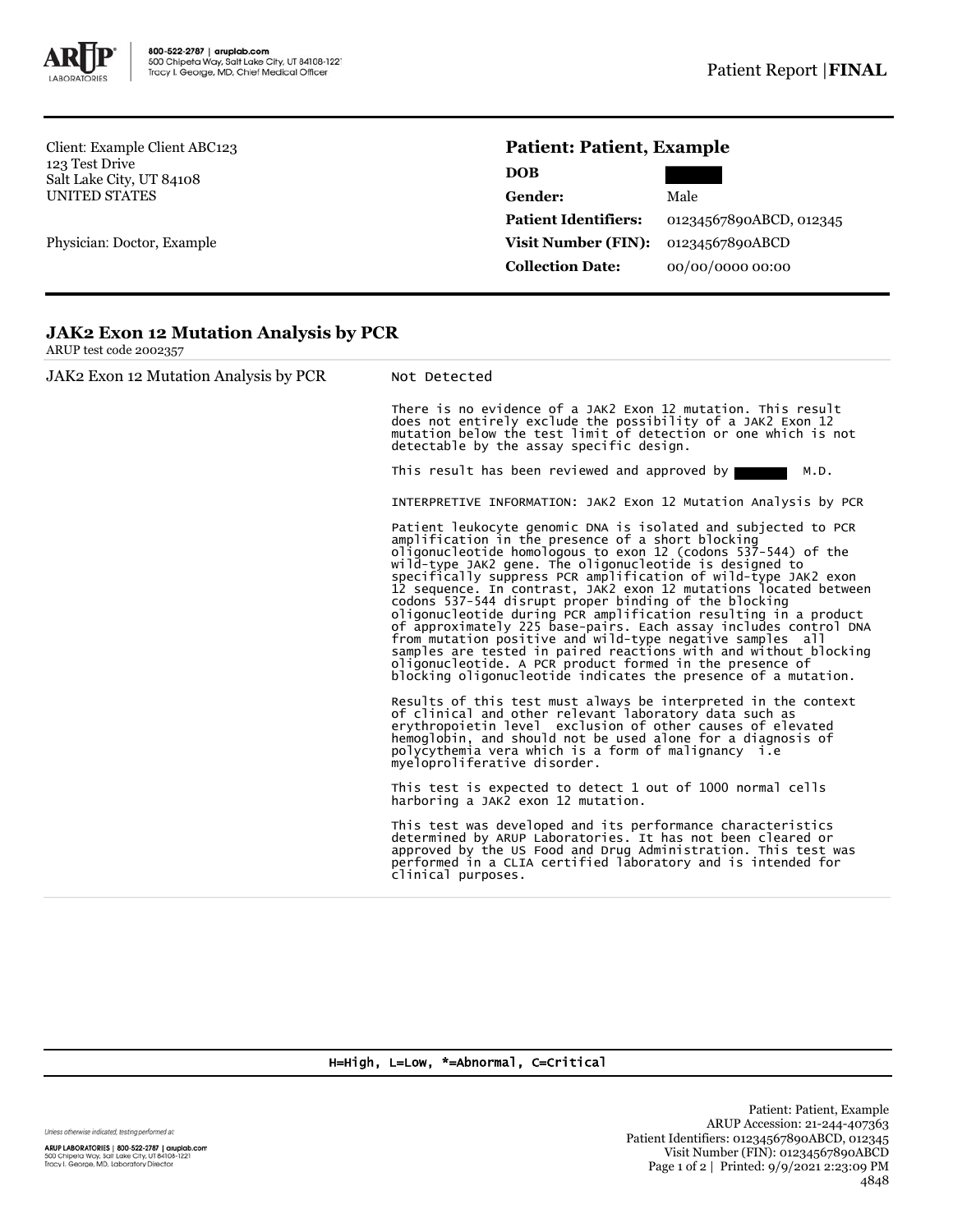800-522-2787 | aruplab.com
500 Chipeta Way, Salt Lake City, UT 84108-1221
Tracy I. George, MD, Chief Medical Officer

Patient Report | **FINAL**

Client: Example Client ABC123
123 Test Drive
Salt Lake City, UT 84108
UNITED STATES

Physician: Doctor, Example

## Patient: Patient, Example

| | |
|---|---|
| **DOB** | |
| **Gender:** | Male |
| **Patient Identifiers:** | 01234567890ABCD, 012345 |
| **Visit Number (FIN):** | 01234567890ABCD |
| **Collection Date:** | 00/00/0000 00:00 |

## JAK2 Exon 12 Mutation Analysis by PCR

ARUP test code 2002357

JAK2 Exon 12 Mutation Analysis by PCR — Not Detected

There is no evidence of a JAK2 Exon 12 mutation. This result does not entirely exclude the possibility of a JAK2 Exon 12 mutation below the test limit of detection or one which is not detectable by the assay specific design.

This result has been reviewed and approved by M.D.

INTERPRETIVE INFORMATION: JAK2 Exon 12 Mutation Analysis by PCR

Patient leukocyte genomic DNA is isolated and subjected to PCR amplification in the presence of a short blocking oligonucleotide homologous to exon 12 (codons 537-544) of the wild-type JAK2 gene. The oligonucleotide is designed to specifically suppress PCR amplification of wild-type JAK2 exon 12 sequence. In contrast, JAK2 exon 12 mutations located between codons 537-544 disrupt proper binding of the blocking oligonucleotide during PCR amplification resulting in a product of approximately 225 base-pairs. Each assay includes control DNA from mutation positive and wild-type negative samples all samples are tested in paired reactions with and without blocking oligonucleotide. A PCR product formed in the presence of blocking oligonucleotide indicates the presence of a mutation.

Results of this test must always be interpreted in the context of clinical and other relevant laboratory data such as erythropoietin level exclusion of other causes of elevated hemoglobin, and should not be used alone for a diagnosis of polycythemia vera which is a form of malignancy i.e myeloproliferative disorder.

This test is expected to detect 1 out of 1000 normal cells harboring a JAK2 exon 12 mutation.

This test was developed and its performance characteristics determined by ARUP Laboratories. It has not been cleared or approved by the US Food and Drug Administration. This test was performed in a CLIA certified laboratory and is intended for clinical purposes.

H=High, L=Low, *=Abnormal, C=Critical

Unless otherwise indicated, testing performed at:

ARUP LABORATORIES | 800-522-2787 | aruplab.com
500 Chipeta Way, Salt Lake City, UT 84108-1221
Tracy I. George, MD, Laboratory Director

Patient: Patient, Example
ARUP Accession: 21-244-407363
Patient Identifiers: 01234567890ABCD, 012345
Visit Number (FIN): 01234567890ABCD
Printed: 9/9/2021 2:23:09 PM
4848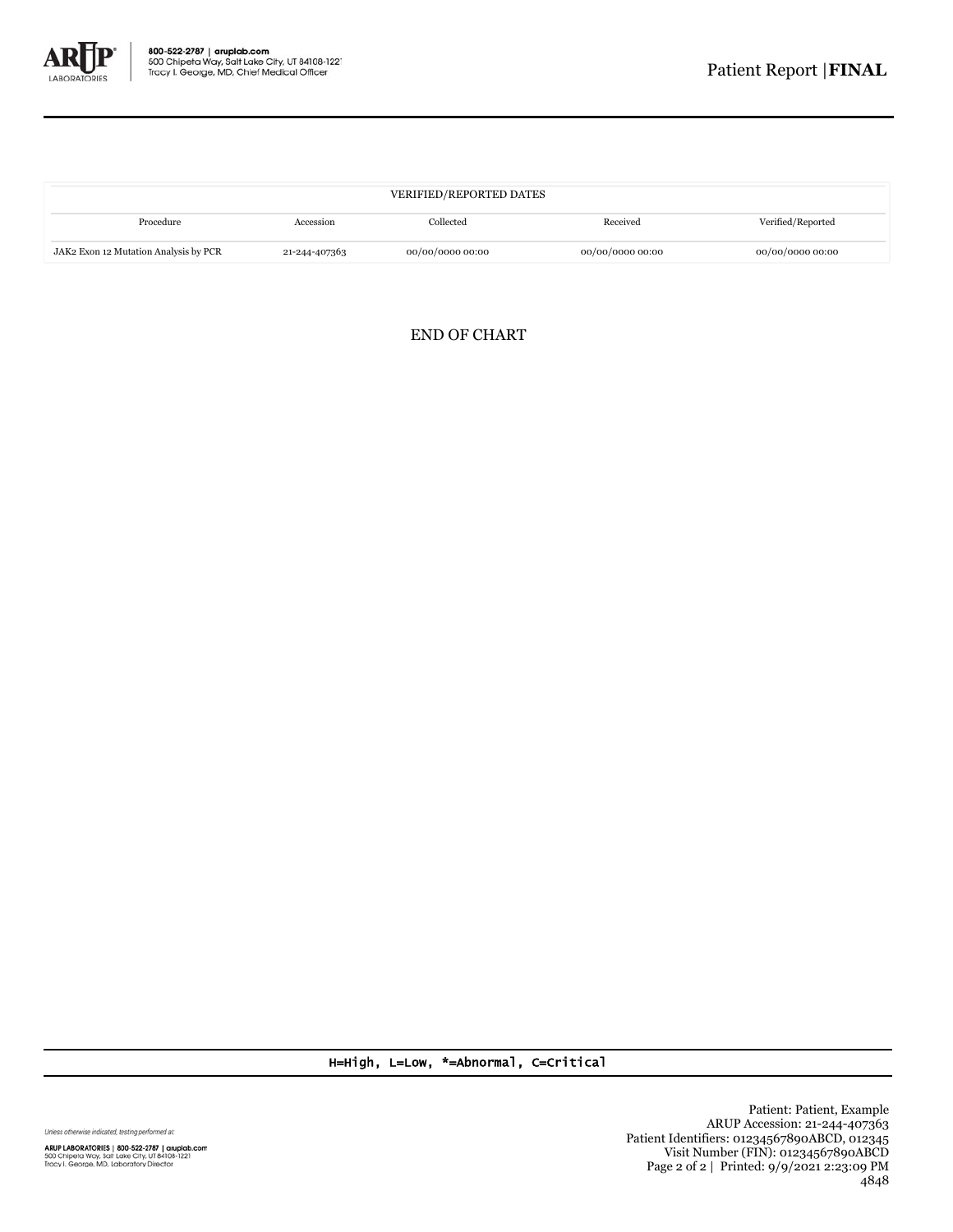| VERIFIED/REPORTED DATES | | | | |
| --- | --- | --- | --- | --- |
| Procedure | Accession | Collected | Received | Verified/Reported |
| JAK2 Exon 12 Mutation Analysis by PCR | 21-244-407363 | 00/00/0000 00:00 | 00/00/0000 00:00 | 00/00/0000 00:00 |

END OF CHART

H=High, L=Low, *=Abnormal, C=Critical

*Unless otherwise indicated, testing performed at:*

ARUP LABORATORIES | 800-522-2787 | aruplab.com
500 Chipeta Way, Salt Lake City, UT 84108-1221
Tracy I. George, MD, Laboratory Director

Patient: Patient, Example
ARUP Accession: 21-244-407363
Patient Identifiers: 01234567890ABCD, 012345
Visit Number (FIN): 01234567890ABCD
Printed: 9/9/2021 2:23:09 PM
4848